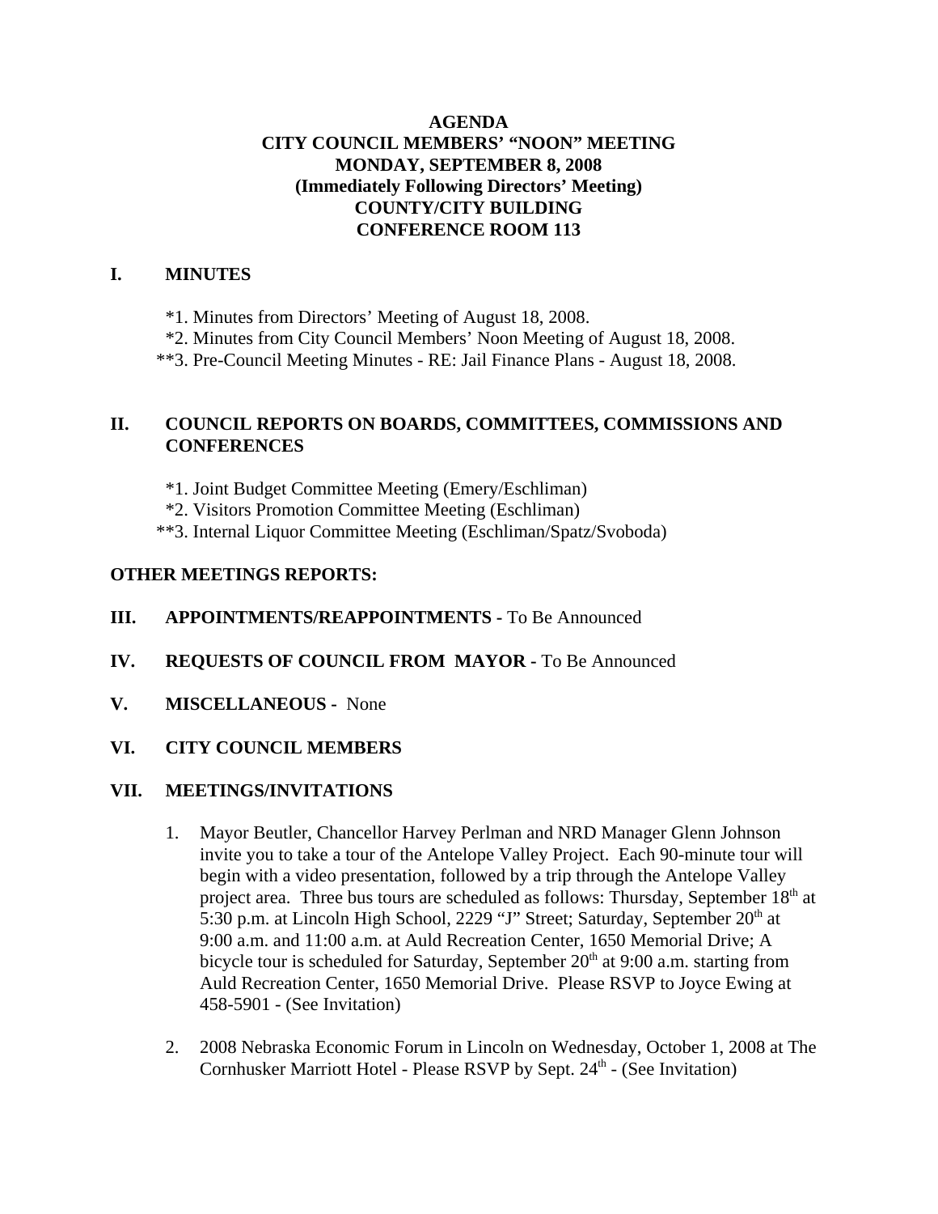**AGENDA**
**CITY COUNCIL MEMBERS' "NOON" MEETING**
**MONDAY, SEPTEMBER 8, 2008**
**(Immediately Following Directors' Meeting)**
**COUNTY/CITY BUILDING**
**CONFERENCE ROOM 113**

## I. MINUTES

*1. Minutes from Directors' Meeting of August 18, 2008.

*2. Minutes from City Council Members' Noon Meeting of August 18, 2008.

**3. Pre-Council Meeting Minutes - RE: Jail Finance Plans - August 18, 2008.

## II. COUNCIL REPORTS ON BOARDS, COMMITTEES, COMMISSIONS AND CONFERENCES

*1. Joint Budget Committee Meeting (Emery/Eschliman)

*2. Visitors Promotion Committee Meeting (Eschliman)

**3. Internal Liquor Committee Meeting (Eschliman/Spatz/Svoboda)

**OTHER MEETINGS REPORTS:**

## III. APPOINTMENTS/REAPPOINTMENTS - To Be Announced

## IV. REQUESTS OF COUNCIL FROM MAYOR - To Be Announced

## V. MISCELLANEOUS - None

## VI. CITY COUNCIL MEMBERS

## VII. MEETINGS/INVITATIONS

1. Mayor Beutler, Chancellor Harvey Perlman and NRD Manager Glenn Johnson invite you to take a tour of the Antelope Valley Project. Each 90-minute tour will begin with a video presentation, followed by a trip through the Antelope Valley project area. Three bus tours are scheduled as follows: Thursday, September 18th at 5:30 p.m. at Lincoln High School, 2229 "J" Street; Saturday, September 20th at 9:00 a.m. and 11:00 a.m. at Auld Recreation Center, 1650 Memorial Drive; A bicycle tour is scheduled for Saturday, September 20th at 9:00 a.m. starting from Auld Recreation Center, 1650 Memorial Drive. Please RSVP to Joyce Ewing at 458-5901 - (See Invitation)

2. 2008 Nebraska Economic Forum in Lincoln on Wednesday, October 1, 2008 at The Cornhusker Marriott Hotel - Please RSVP by Sept. 24th - (See Invitation)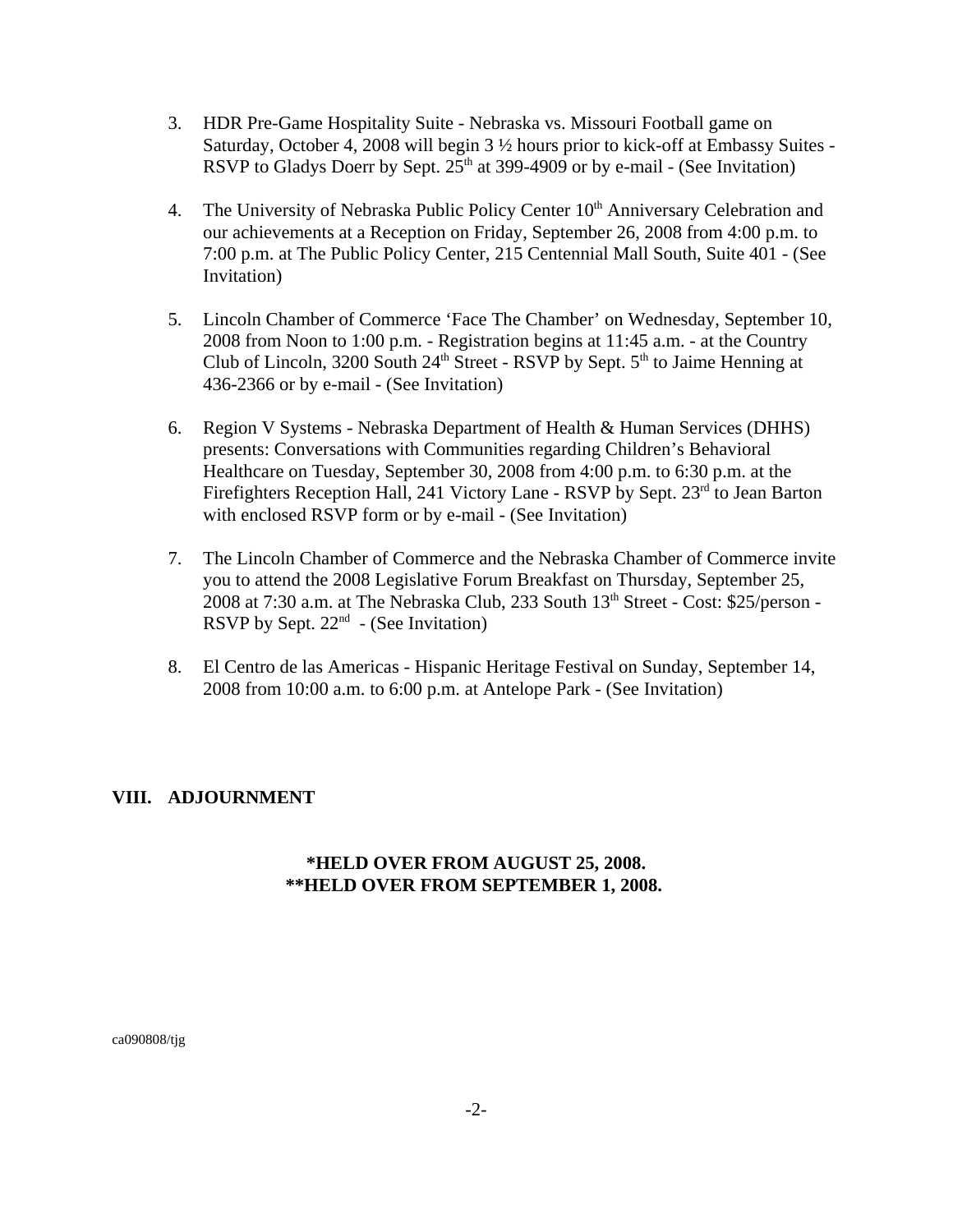3. HDR Pre-Game Hospitality Suite - Nebraska vs. Missouri Football game on Saturday, October 4, 2008 will begin 3 ½ hours prior to kick-off at Embassy Suites - RSVP to Gladys Doerr by Sept. 25th at 399-4909 or by e-mail - (See Invitation)

4. The University of Nebraska Public Policy Center 10th Anniversary Celebration and our achievements at a Reception on Friday, September 26, 2008 from 4:00 p.m. to 7:00 p.m. at The Public Policy Center, 215 Centennial Mall South, Suite 401 - (See Invitation)

5. Lincoln Chamber of Commerce 'Face The Chamber' on Wednesday, September 10, 2008 from Noon to 1:00 p.m. - Registration begins at 11:45 a.m. - at the Country Club of Lincoln, 3200 South 24th Street - RSVP by Sept. 5th to Jaime Henning at 436-2366 or by e-mail - (See Invitation)

6. Region V Systems - Nebraska Department of Health & Human Services (DHHS) presents: Conversations with Communities regarding Children's Behavioral Healthcare on Tuesday, September 30, 2008 from 4:00 p.m. to 6:30 p.m. at the Firefighters Reception Hall, 241 Victory Lane - RSVP by Sept. 23rd to Jean Barton with enclosed RSVP form or by e-mail - (See Invitation)

7. The Lincoln Chamber of Commerce and the Nebraska Chamber of Commerce invite you to attend the 2008 Legislative Forum Breakfast on Thursday, September 25, 2008 at 7:30 a.m. at The Nebraska Club, 233 South 13th Street - Cost: $25/person - RSVP by Sept. 22nd - (See Invitation)

8. El Centro de las Americas - Hispanic Heritage Festival on Sunday, September 14, 2008 from 10:00 a.m. to 6:00 p.m. at Antelope Park - (See Invitation)

## VIII. ADJOURNMENT

**\*HELD OVER FROM AUGUST 25, 2008.**
**\*\*HELD OVER FROM SEPTEMBER 1, 2008.**

ca090808/tjg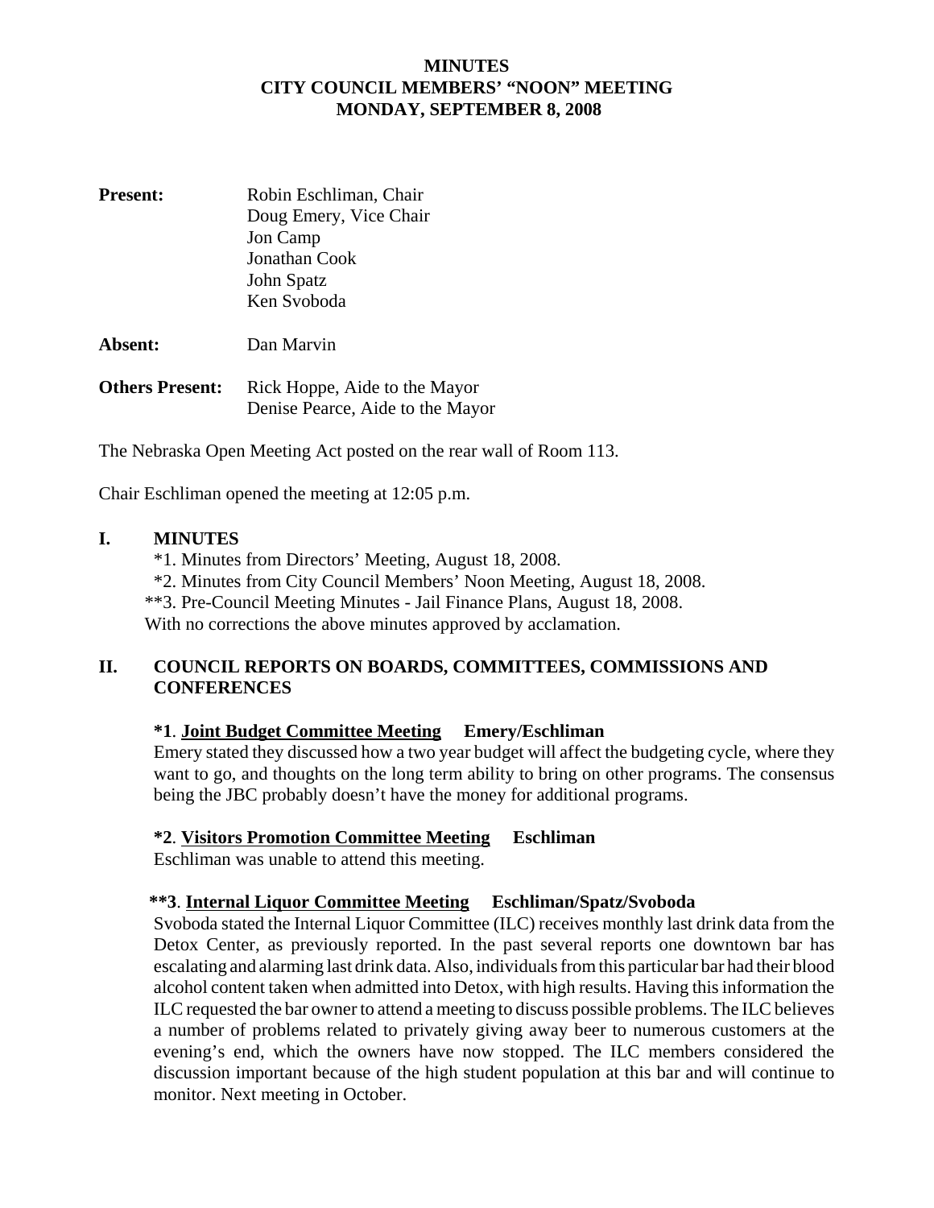**MINUTES**
**CITY COUNCIL MEMBERS' "NOON" MEETING**
**MONDAY, SEPTEMBER 8, 2008**

**Present:** Robin Eschliman, Chair
Doug Emery, Vice Chair
Jon Camp
Jonathan Cook
John Spatz
Ken Svoboda

**Absent:** Dan Marvin

**Others Present:** Rick Hoppe, Aide to the Mayor
Denise Pearce, Aide to the Mayor

The Nebraska Open Meeting Act posted on the rear wall of Room 113.

Chair Eschliman opened the meeting at 12:05 p.m.

## I. MINUTES

*1. Minutes from Directors' Meeting, August 18, 2008.
*2. Minutes from City Council Members' Noon Meeting, August 18, 2008.
**3. Pre-Council Meeting Minutes - Jail Finance Plans, August 18, 2008.
With no corrections the above minutes approved by acclamation.

## II. COUNCIL REPORTS ON BOARDS, COMMITTEES, COMMISSIONS AND CONFERENCES

**\*1**. **Joint Budget Committee Meeting** **Emery/Eschliman**
Emery stated they discussed how a two year budget will affect the budgeting cycle, where they want to go, and thoughts on the long term ability to bring on other programs. The consensus being the JBC probably doesn't have the money for additional programs.

**\*2**. **Visitors Promotion Committee Meeting** **Eschliman**
Eschliman was unable to attend this meeting.

**\*\*3**. **Internal Liquor Committee Meeting** **Eschliman/Spatz/Svoboda**
Svoboda stated the Internal Liquor Committee (ILC) receives monthly last drink data from the Detox Center, as previously reported. In the past several reports one downtown bar has escalating and alarming last drink data. Also, individuals from this particular bar had their blood alcohol content taken when admitted into Detox, with high results. Having this information the ILC requested the bar owner to attend a meeting to discuss possible problems. The ILC believes a number of problems related to privately giving away beer to numerous customers at the evening's end, which the owners have now stopped. The ILC members considered the discussion important because of the high student population at this bar and will continue to monitor. Next meeting in October.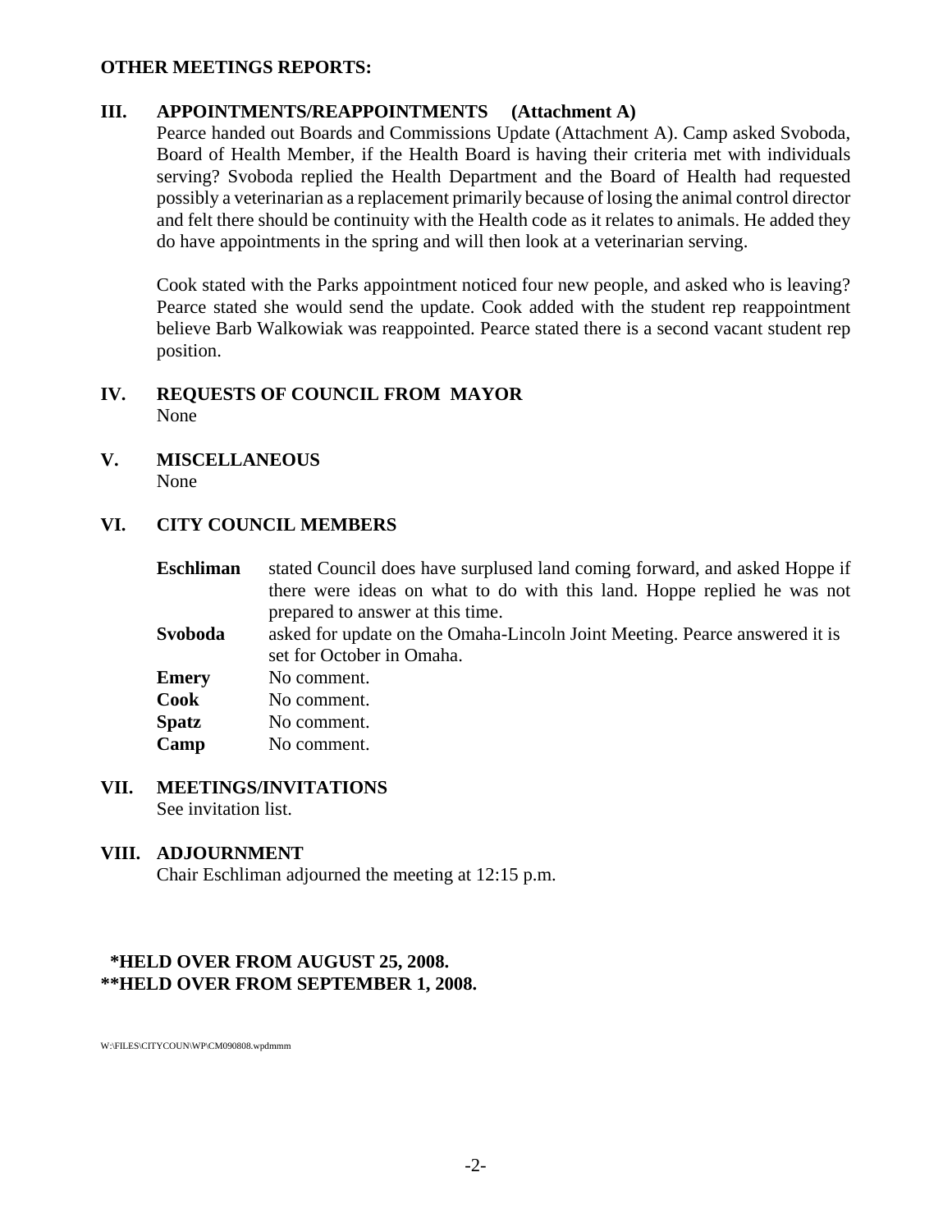**OTHER MEETINGS REPORTS:**

## III. APPOINTMENTS/REAPPOINTMENTS (Attachment A)

Pearce handed out Boards and Commissions Update (Attachment A). Camp asked Svoboda, Board of Health Member, if the Health Board is having their criteria met with individuals serving? Svoboda replied the Health Department and the Board of Health had requested possibly a veterinarian as a replacement primarily because of losing the animal control director and felt there should be continuity with the Health code as it relates to animals. He added they do have appointments in the spring and will then look at a veterinarian serving.

Cook stated with the Parks appointment noticed four new people, and asked who is leaving? Pearce stated she would send the update. Cook added with the student rep reappointment believe Barb Walkowiak was reappointed. Pearce stated there is a second vacant student rep position.

## IV. REQUESTS OF COUNCIL FROM MAYOR

None

## V. MISCELLANEOUS

None

## VI. CITY COUNCIL MEMBERS

**Eschliman** stated Council does have surplused land coming forward, and asked Hoppe if there were ideas on what to do with this land. Hoppe replied he was not prepared to answer at this time.

**Svoboda** asked for update on the Omaha-Lincoln Joint Meeting. Pearce answered it is set for October in Omaha.

**Emery** No comment.

**Cook** No comment.

**Spatz** No comment.

**Camp** No comment.

## VII. MEETINGS/INVITATIONS

See invitation list.

## VIII. ADJOURNMENT

Chair Eschliman adjourned the meeting at 12:15 p.m.

**\*HELD OVER FROM AUGUST 25, 2008.**
**\*\*HELD OVER FROM SEPTEMBER 1, 2008.**

W:\FILES\CITYCOUN\WP\CM090808.wpdmmm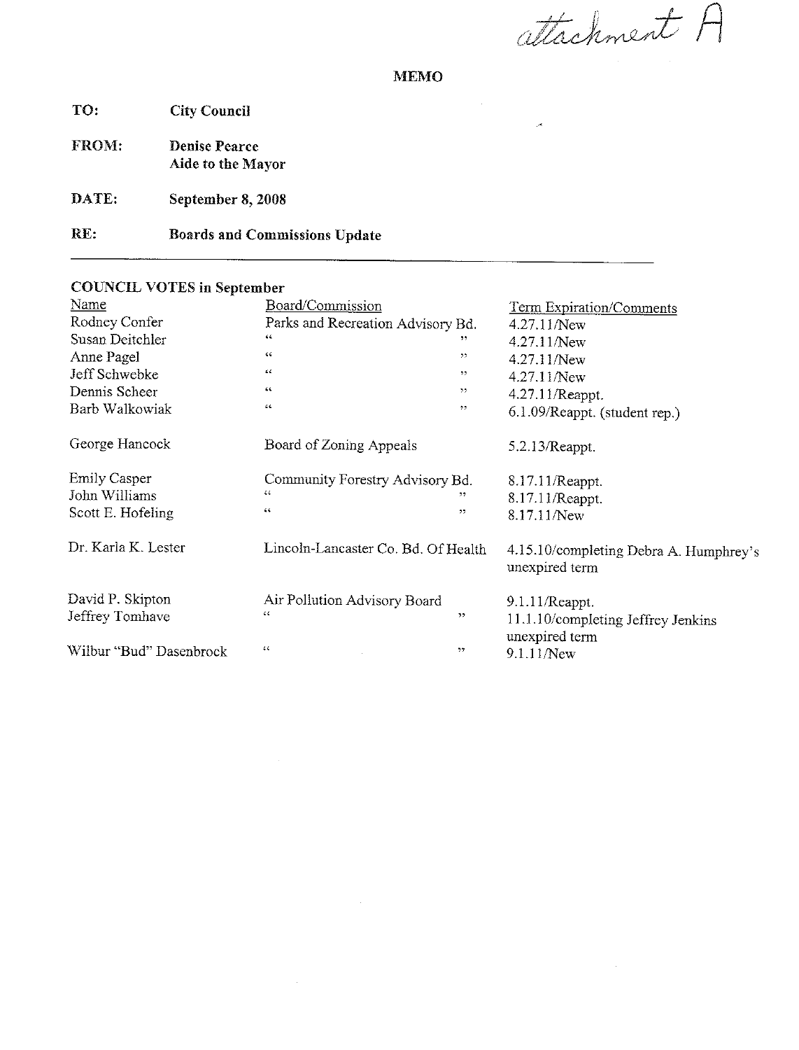attachment A

# MEMO

**TO:** City Council

**FROM:** Denise Pearce
Aide to the Mayor

**DATE:** September 8, 2008

**RE:** Boards and Commissions Update

---

**COUNCIL VOTES in September**

| Name | Board/Commission | Term Expiration/Comments |
|---|---|---|
| Rodney Confer | Parks and Recreation Advisory Bd. | 4.27.11/New |
| Susan Deitchler | " " | 4.27.11/New |
| Anne Pagel | " " | 4.27.11/New |
| Jeff Schwebke | " " | 4.27.11/New |
| Dennis Scheer | " " | 4.27.11/Reappt. |
| Barb Walkowiak | " " | 6.1.09/Reappt. (student rep.) |
| George Hancock | Board of Zoning Appeals | 5.2.13/Reappt. |
| Emily Casper | Community Forestry Advisory Bd. | 8.17.11/Reappt. |
| John Williams | " " | 8.17.11/Reappt. |
| Scott E. Hofeling | " " | 8.17.11/New |
| Dr. Karla K. Lester | Lincoln-Lancaster Co. Bd. Of Health | 4.15.10/completing Debra A. Humphrey's unexpired term |
| David P. Skipton | Air Pollution Advisory Board | 9.1.11/Reappt. |
| Jeffrey Tomhave | " " | 11.1.10/completing Jeffrey Jenkins unexpired term |
| Wilbur "Bud" Dasenbrock | " " | 9.1.11/New |